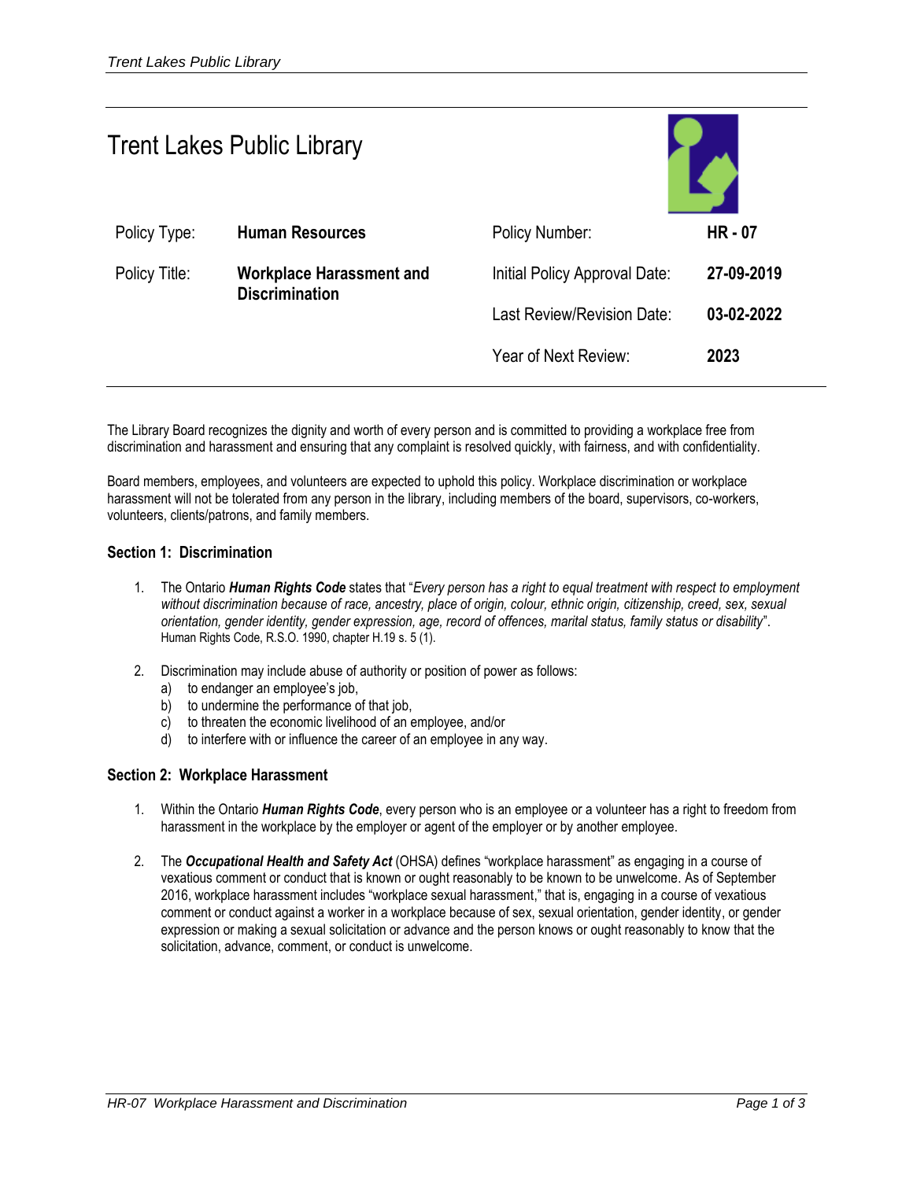# Trent Lakes Public Library

| Policy Type: | **Human Resources** | Policy Number: | **HR - 07** |
|---|---|---|---|
| Policy Title: | **Workplace Harassment and Discrimination** | Initial Policy Approval Date: | **27-09-2019** |
| | | Last Review/Revision Date: | **03-02-2022** |
| | | Year of Next Review: | **2023** |

The Library Board recognizes the dignity and worth of every person and is committed to providing a workplace free from discrimination and harassment and ensuring that any complaint is resolved quickly, with fairness, and with confidentiality.

Board members, employees, and volunteers are expected to uphold this policy. Workplace discrimination or workplace harassment will not be tolerated from any person in the library, including members of the board, supervisors, co-workers, volunteers, clients/patrons, and family members.

## Section 1: Discrimination

1. The Ontario ***Human Rights Code*** states that "*Every person has a right to equal treatment with respect to employment without discrimination because of race, ancestry, place of origin, colour, ethnic origin, citizenship, creed, sex, sexual orientation, gender identity, gender expression, age, record of offences, marital status, family status or disability*". Human Rights Code, R.S.O. 1990, chapter H.19 s. 5 (1).

2. Discrimination may include abuse of authority or position of power as follows:
   a) to endanger an employee's job,
   b) to undermine the performance of that job,
   c) to threaten the economic livelihood of an employee, and/or
   d) to interfere with or influence the career of an employee in any way.

## Section 2: Workplace Harassment

1. Within the Ontario ***Human Rights Code***, every person who is an employee or a volunteer has a right to freedom from harassment in the workplace by the employer or agent of the employer or by another employee.

2. The ***Occupational Health and Safety Act*** (OHSA) defines "workplace harassment" as engaging in a course of vexatious comment or conduct that is known or ought reasonably to be known to be unwelcome. As of September 2016, workplace harassment includes "workplace sexual harassment," that is, engaging in a course of vexatious comment or conduct against a worker in a workplace because of sex, sexual orientation, gender identity, or gender expression or making a sexual solicitation or advance and the person knows or ought reasonably to know that the solicitation, advance, comment, or conduct is unwelcome.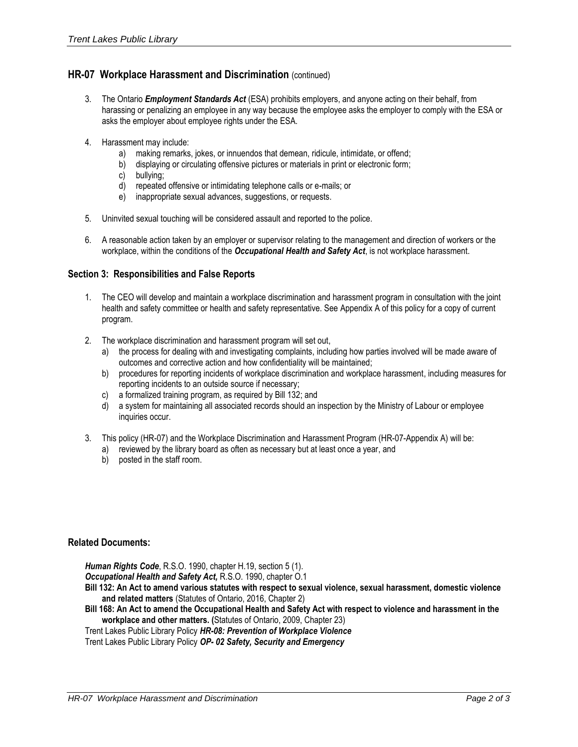## HR-07 Workplace Harassment and Discrimination (continued)

3. The Ontario ***Employment Standards Act*** (ESA) prohibits employers, and anyone acting on their behalf, from harassing or penalizing an employee in any way because the employee asks the employer to comply with the ESA or asks the employer about employee rights under the ESA.

4. Harassment may include:
   a) making remarks, jokes, or innuendos that demean, ridicule, intimidate, or offend;
   b) displaying or circulating offensive pictures or materials in print or electronic form;
   c) bullying;
   d) repeated offensive or intimidating telephone calls or e-mails; or
   e) inappropriate sexual advances, suggestions, or requests.

5. Uninvited sexual touching will be considered assault and reported to the police.

6. A reasonable action taken by an employer or supervisor relating to the management and direction of workers or the workplace, within the conditions of the ***Occupational Health and Safety Act***, is not workplace harassment.

### Section 3: Responsibilities and False Reports

1. The CEO will develop and maintain a workplace discrimination and harassment program in consultation with the joint health and safety committee or health and safety representative. See Appendix A of this policy for a copy of current program.

2. The workplace discrimination and harassment program will set out,
   a) the process for dealing with and investigating complaints, including how parties involved will be made aware of outcomes and corrective action and how confidentiality will be maintained;
   b) procedures for reporting incidents of workplace discrimination and workplace harassment, including measures for reporting incidents to an outside source if necessary;
   c) a formalized training program, as required by Bill 132; and
   d) a system for maintaining all associated records should an inspection by the Ministry of Labour or employee inquiries occur.

3. This policy (HR-07) and the Workplace Discrimination and Harassment Program (HR-07-Appendix A) will be:
   a) reviewed by the library board as often as necessary but at least once a year, and
   b) posted in the staff room.

### Related Documents:

***Human Rights Code***, R.S.O. 1990, chapter H.19, section 5 (1).
***Occupational Health and Safety Act,*** R.S.O. 1990, chapter O.1
**Bill 132: An Act to amend various statutes with respect to sexual violence, sexual harassment, domestic violence and related matters** (Statutes of Ontario, 2016, Chapter 2)
**Bill 168: An Act to amend the Occupational Health and Safety Act with respect to violence and harassment in the workplace and other matters. (**Statutes of Ontario, 2009, Chapter 23)
Trent Lakes Public Library Policy ***HR-08: Prevention of Workplace Violence***
Trent Lakes Public Library Policy ***OP- 02 Safety, Security and Emergency***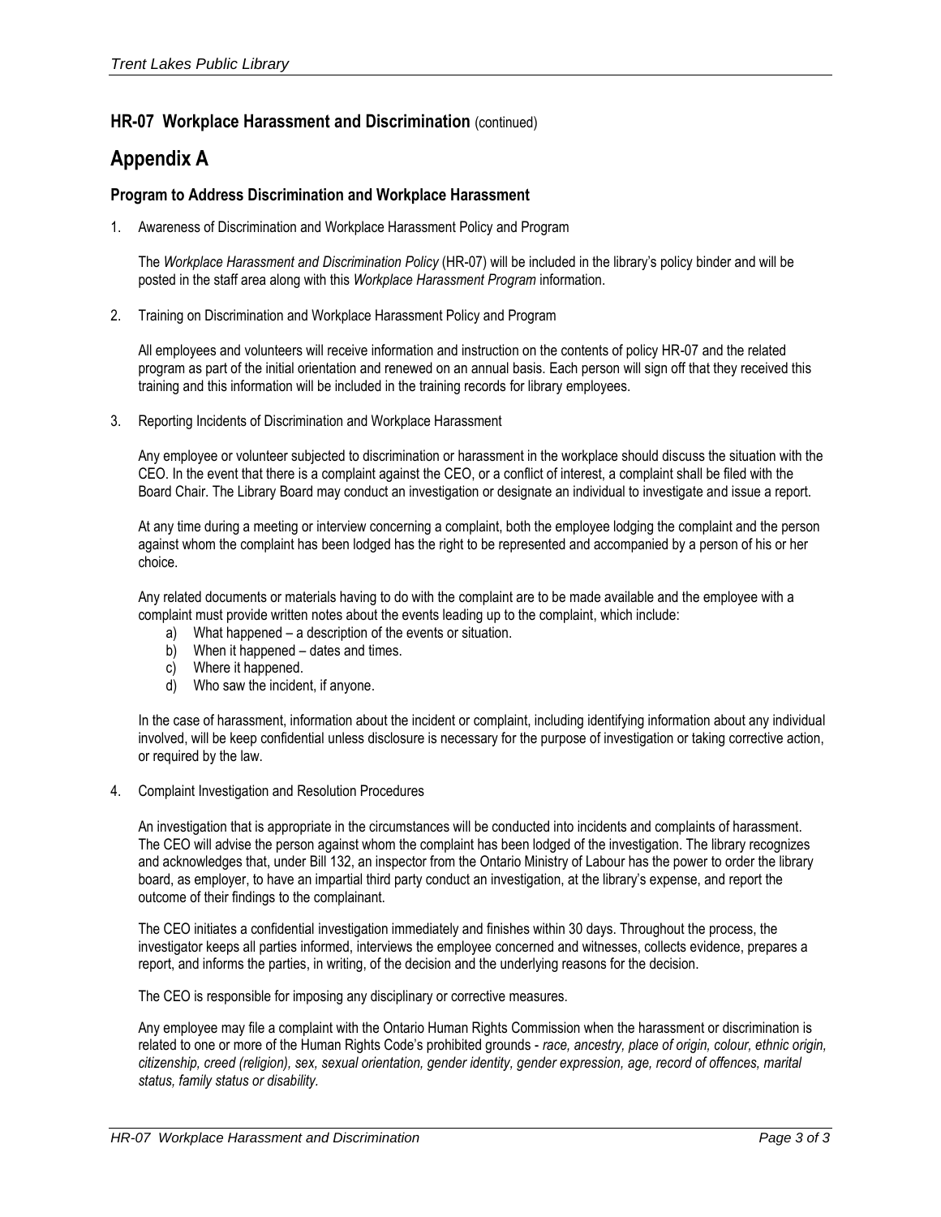## HR-07 Workplace Harassment and Discrimination (continued)

# Appendix A

### Program to Address Discrimination and Workplace Harassment

1. Awareness of Discrimination and Workplace Harassment Policy and Program

   The *Workplace Harassment and Discrimination Policy* (HR-07) will be included in the library's policy binder and will be posted in the staff area along with this *Workplace Harassment Program* information.

2. Training on Discrimination and Workplace Harassment Policy and Program

   All employees and volunteers will receive information and instruction on the contents of policy HR-07 and the related program as part of the initial orientation and renewed on an annual basis. Each person will sign off that they received this training and this information will be included in the training records for library employees.

3. Reporting Incidents of Discrimination and Workplace Harassment

   Any employee or volunteer subjected to discrimination or harassment in the workplace should discuss the situation with the CEO. In the event that there is a complaint against the CEO, or a conflict of interest, a complaint shall be filed with the Board Chair. The Library Board may conduct an investigation or designate an individual to investigate and issue a report.

   At any time during a meeting or interview concerning a complaint, both the employee lodging the complaint and the person against whom the complaint has been lodged has the right to be represented and accompanied by a person of his or her choice.

   Any related documents or materials having to do with the complaint are to be made available and the employee with a complaint must provide written notes about the events leading up to the complaint, which include:
   a) What happened – a description of the events or situation.
   b) When it happened – dates and times.
   c) Where it happened.
   d) Who saw the incident, if anyone.

   In the case of harassment, information about the incident or complaint, including identifying information about any individual involved, will be keep confidential unless disclosure is necessary for the purpose of investigation or taking corrective action, or required by the law.

4. Complaint Investigation and Resolution Procedures

   An investigation that is appropriate in the circumstances will be conducted into incidents and complaints of harassment. The CEO will advise the person against whom the complaint has been lodged of the investigation. The library recognizes and acknowledges that, under Bill 132, an inspector from the Ontario Ministry of Labour has the power to order the library board, as employer, to have an impartial third party conduct an investigation, at the library's expense, and report the outcome of their findings to the complainant.

   The CEO initiates a confidential investigation immediately and finishes within 30 days. Throughout the process, the investigator keeps all parties informed, interviews the employee concerned and witnesses, collects evidence, prepares a report, and informs the parties, in writing, of the decision and the underlying reasons for the decision.

   The CEO is responsible for imposing any disciplinary or corrective measures.

   Any employee may file a complaint with the Ontario Human Rights Commission when the harassment or discrimination is related to one or more of the Human Rights Code's prohibited grounds - *race, ancestry, place of origin, colour, ethnic origin, citizenship, creed (religion), sex, sexual orientation, gender identity, gender expression, age, record of offences, marital status, family status or disability.*